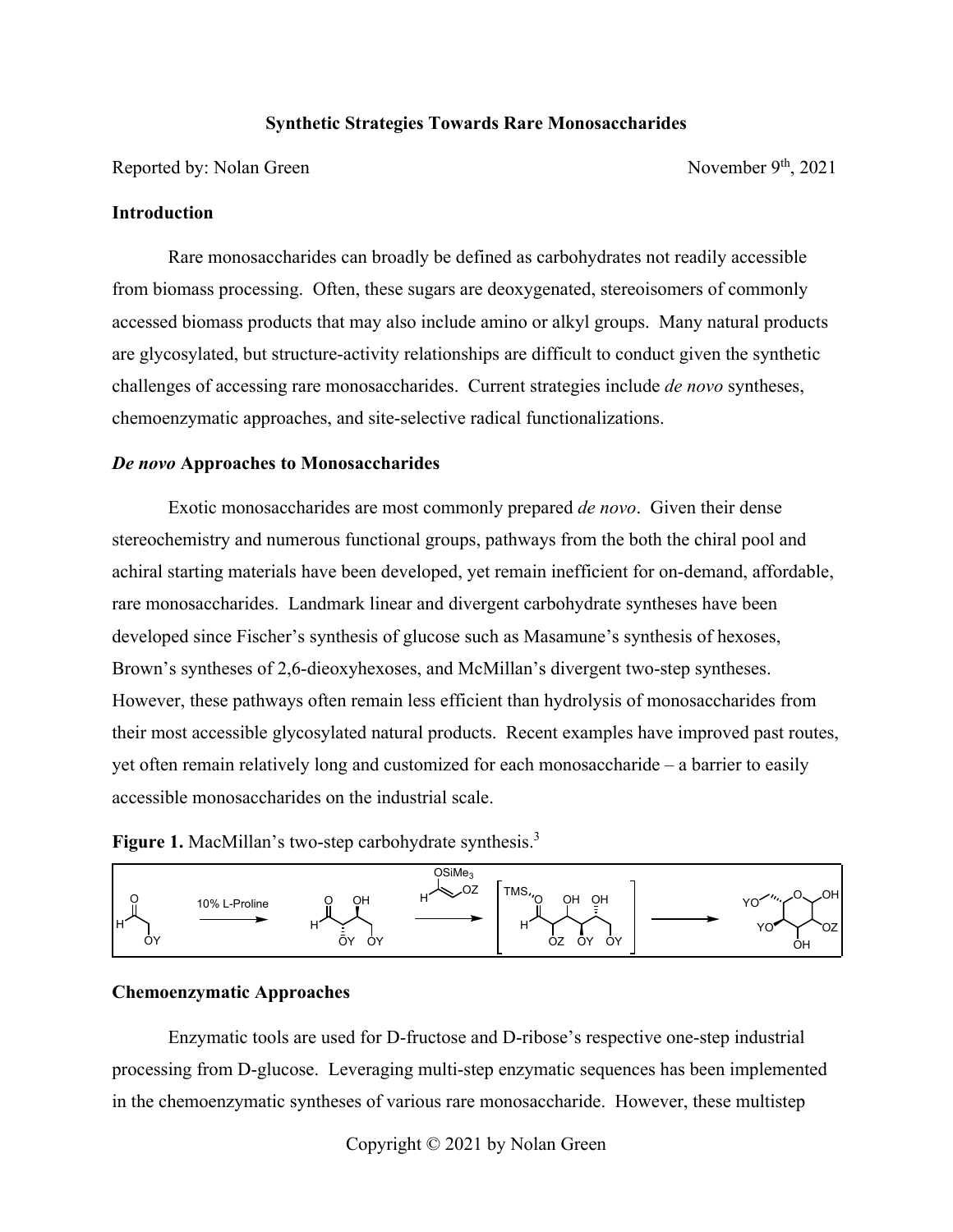**Synthetic Strategies Towards Rare Monosaccharides**

Reported by: Nolan Green November 9th, 2021

## Introduction

Rare monosaccharides can broadly be defined as carbohydrates not readily accessible from biomass processing. Often, these sugars are deoxygenated, stereoisomers of commonly accessed biomass products that may also include amino or alkyl groups. Many natural products are glycosylated, but structure-activity relationships are difficult to conduct given the synthetic challenges of accessing rare monosaccharides. Current strategies include *de novo* syntheses, chemoenzymatic approaches, and site-selective radical functionalizations.

## *De novo* Approaches to Monosaccharides

Exotic monosaccharides are most commonly prepared *de novo*. Given their dense stereochemistry and numerous functional groups, pathways from the both the chiral pool and achiral starting materials have been developed, yet remain inefficient for on-demand, affordable, rare monosaccharides. Landmark linear and divergent carbohydrate syntheses have been developed since Fischer's synthesis of glucose such as Masamune's synthesis of hexoses, Brown's syntheses of 2,6-dieoxyhexoses, and McMillan's divergent two-step syntheses. However, these pathways often remain less efficient than hydrolysis of monosaccharides from their most accessible glycosylated natural products. Recent examples have improved past routes, yet often remain relatively long and customized for each monosaccharide – a barrier to easily accessible monosaccharides on the industrial scale.

**Figure 1.** MacMillan's two-step carbohydrate synthesis.[3]

## Chemoenzymatic Approaches

Enzymatic tools are used for D-fructose and D-ribose's respective one-step industrial processing from D-glucose. Leveraging multi-step enzymatic sequences has been implemented in the chemoenzymatic syntheses of various rare monosaccharide. However, these multistep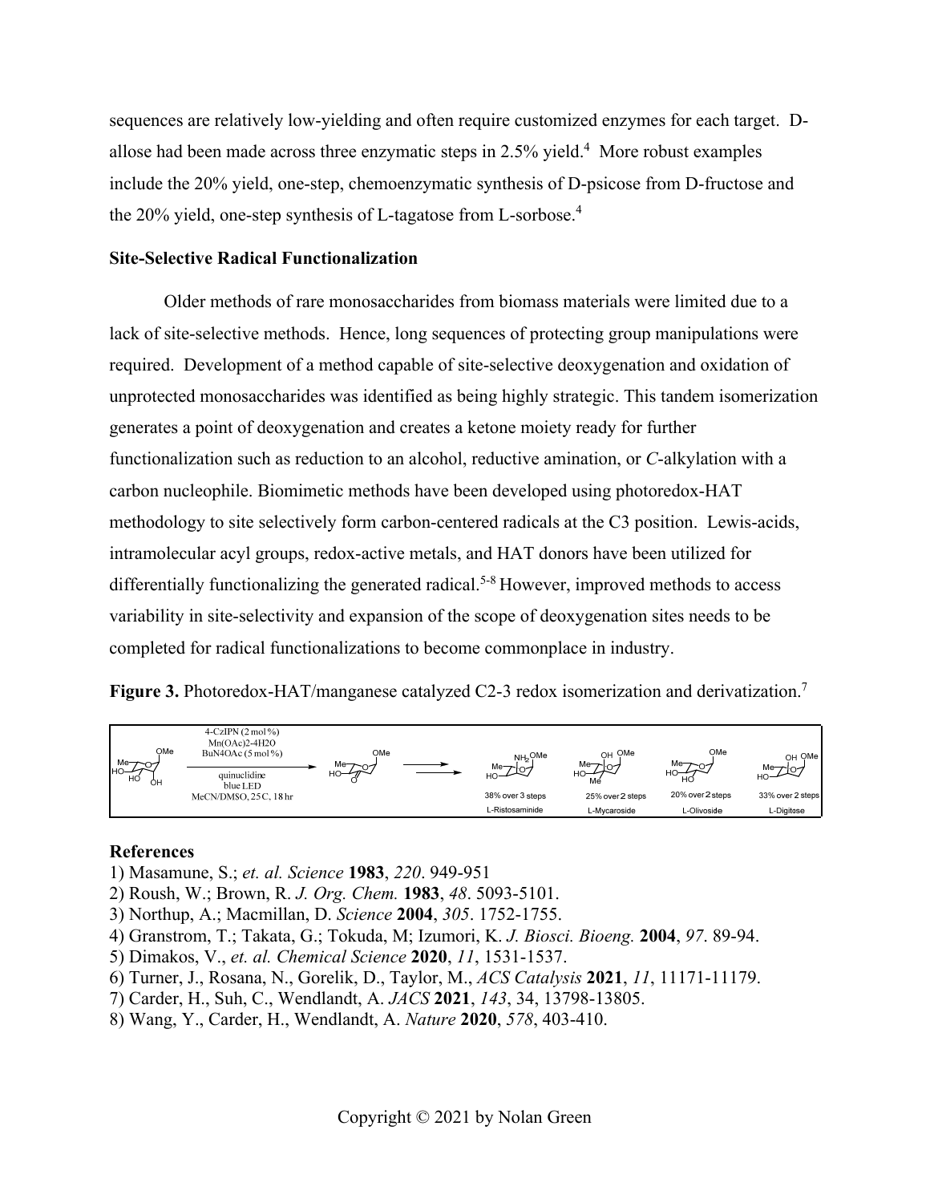sequences are relatively low-yielding and often require customized enzymes for each target. D-allose had been made across three enzymatic steps in 2.5% yield.[4] More robust examples include the 20% yield, one-step, chemoenzymatic synthesis of D-psicose from D-fructose and the 20% yield, one-step synthesis of L-tagatose from L-sorbose.[4]

**Site-Selective Radical Functionalization**

Older methods of rare monosaccharides from biomass materials were limited due to a lack of site-selective methods. Hence, long sequences of protecting group manipulations were required. Development of a method capable of site-selective deoxygenation and oxidation of unprotected monosaccharides was identified as being highly strategic. This tandem isomerization generates a point of deoxygenation and creates a ketone moiety ready for further functionalization such as reduction to an alcohol, reductive amination, or *C*-alkylation with a carbon nucleophile. Biomimetic methods have been developed using photoredox-HAT methodology to site selectively form carbon-centered radicals at the C3 position. Lewis-acids, intramolecular acyl groups, redox-active metals, and HAT donors have been utilized for differentially functionalizing the generated radical.[5-8] However, improved methods to access variability in site-selectivity and expansion of the scope of deoxygenation sites needs to be completed for radical functionalizations to become commonplace in industry.

**Figure 3.** Photoredox-HAT/manganese catalyzed C2-3 redox isomerization and derivatization.[7]

4-CzIPN (2 mol%)
$Mn(OAc)_2$-$4H_2O$
$BuN_4OAc$ (5 mol%)
quinuclidine
blue LED
MeCN/DMSO, 25C, 18 hr

38% over 3 steps
L-Ristosaminide

25% over 2 steps
L-Mycaroside

20% over 2 steps
L-Olivoside

33% over 2 steps
L-Digitose

## References

1) Masamune, S.; *et. al. Science* **1983**, *220*. 949-951
2) Roush, W.; Brown, R. *J. Org. Chem.* **1983**, *48*. 5093-5101.
3) Northup, A.; Macmillan, D. *Science* **2004**, *305*. 1752-1755.
4) Granstrom, T.; Takata, G.; Tokuda, M; Izumori, K. *J. Biosci. Bioeng.* **2004**, *97*. 89-94.
5) Dimakos, V., *et. al. Chemical Science* **2020**, *11*, 1531-1537.
6) Turner, J., Rosana, N., Gorelik, D., Taylor, M., *ACS Catalysis* **2021**, *11*, 11171-11179.
7) Carder, H., Suh, C., Wendlandt, A. *JACS* **2021**, *143*, 34, 13798-13805.
8) Wang, Y., Carder, H., Wendlandt, A. *Nature* **2020**, *578*, 403-410.

Copyright © 2021 by Nolan Green